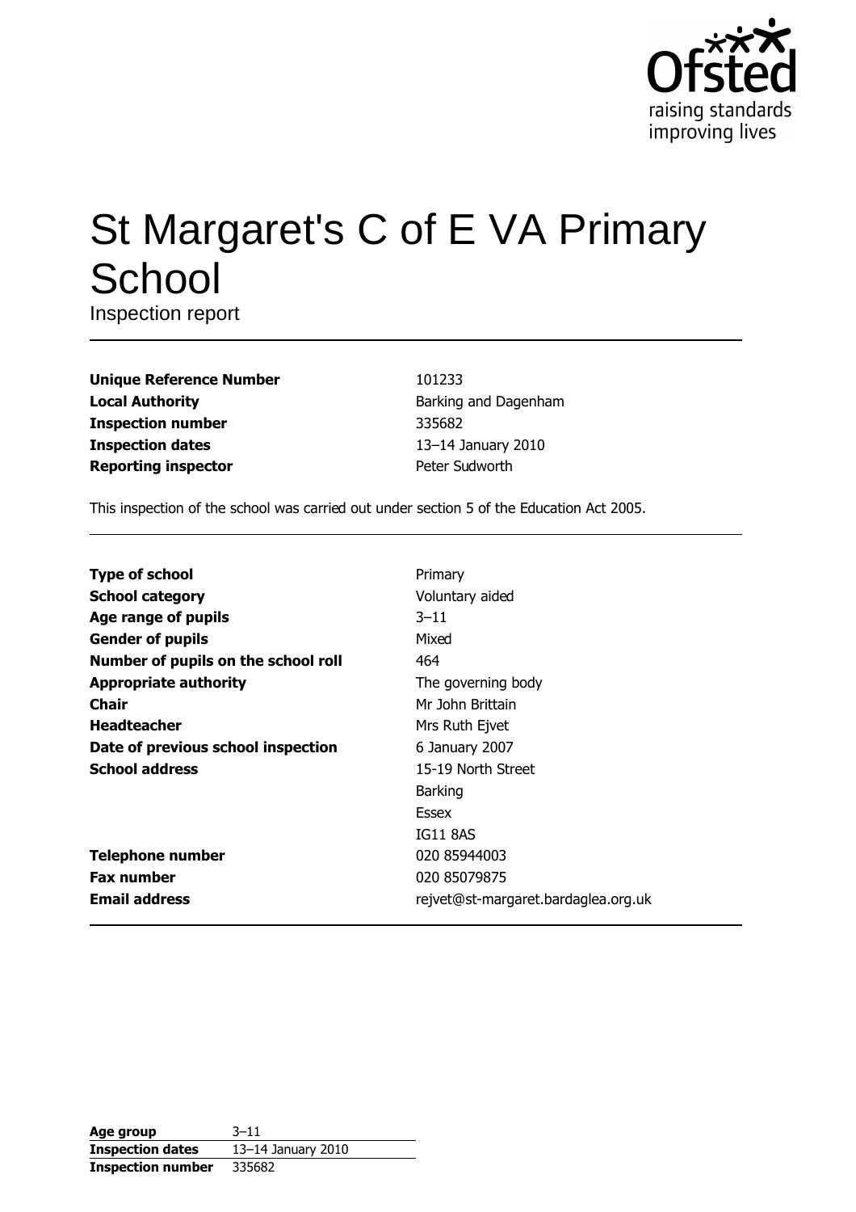Ofsted
raising standards
improving lives

# St Margaret's C of E VA Primary School

Inspection report

| | |
|---|---|
| **Unique Reference Number** | 101233 |
| **Local Authority** | Barking and Dagenham |
| **Inspection number** | 335682 |
| **Inspection dates** | 13–14 January 2010 |
| **Reporting inspector** | Peter Sudworth |

This inspection of the school was carried out under section 5 of the Education Act 2005.

| | |
|---|---|
| **Type of school** | Primary |
| **School category** | Voluntary aided |
| **Age range of pupils** | 3–11 |
| **Gender of pupils** | Mixed |
| **Number of pupils on the school roll** | 464 |
| **Appropriate authority** | The governing body |
| **Chair** | Mr John Brittain |
| **Headteacher** | Mrs Ruth Ejvet |
| **Date of previous school inspection** | 6 January 2007 |
| **School address** | 15-19 North Street<br>Barking<br>Essex<br>IG11 8AS |
| **Telephone number** | 020 85944003 |
| **Fax number** | 020 85079875 |
| **Email address** | rejvet@st-margaret.bardaglea.org.uk |

| | |
|---|---|
| **Age group** | 3–11 |
| **Inspection dates** | 13–14 January 2010 |
| **Inspection number** | 335682 |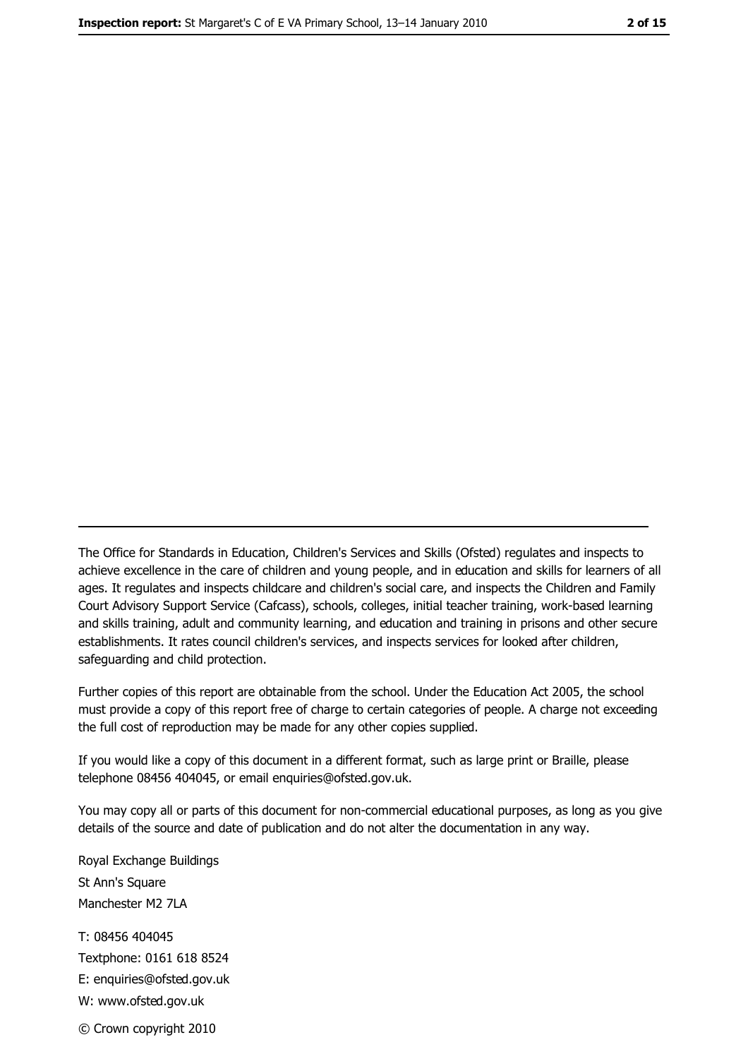The Office for Standards in Education, Children's Services and Skills (Ofsted) regulates and inspects to achieve excellence in the care of children and young people, and in education and skills for learners of all ages. It regulates and inspects childcare and children's social care, and inspects the Children and Family Court Advisory Support Service (Cafcass), schools, colleges, initial teacher training, work-based learning and skills training, adult and community learning, and education and training in prisons and other secure establishments. It rates council children's services, and inspects services for looked after children, safeguarding and child protection.

Further copies of this report are obtainable from the school. Under the Education Act 2005, the school must provide a copy of this report free of charge to certain categories of people. A charge not exceeding the full cost of reproduction may be made for any other copies supplied.

If you would like a copy of this document in a different format, such as large print or Braille, please telephone 08456 404045, or email enquiries@ofsted.gov.uk.

You may copy all or parts of this document for non-commercial educational purposes, as long as you give details of the source and date of publication and do not alter the documentation in any way.

Royal Exchange Buildings
St Ann's Square
Manchester M2 7LA

T: 08456 404045
Textphone: 0161 618 8524
E: enquiries@ofsted.gov.uk
W: www.ofsted.gov.uk

© Crown copyright 2010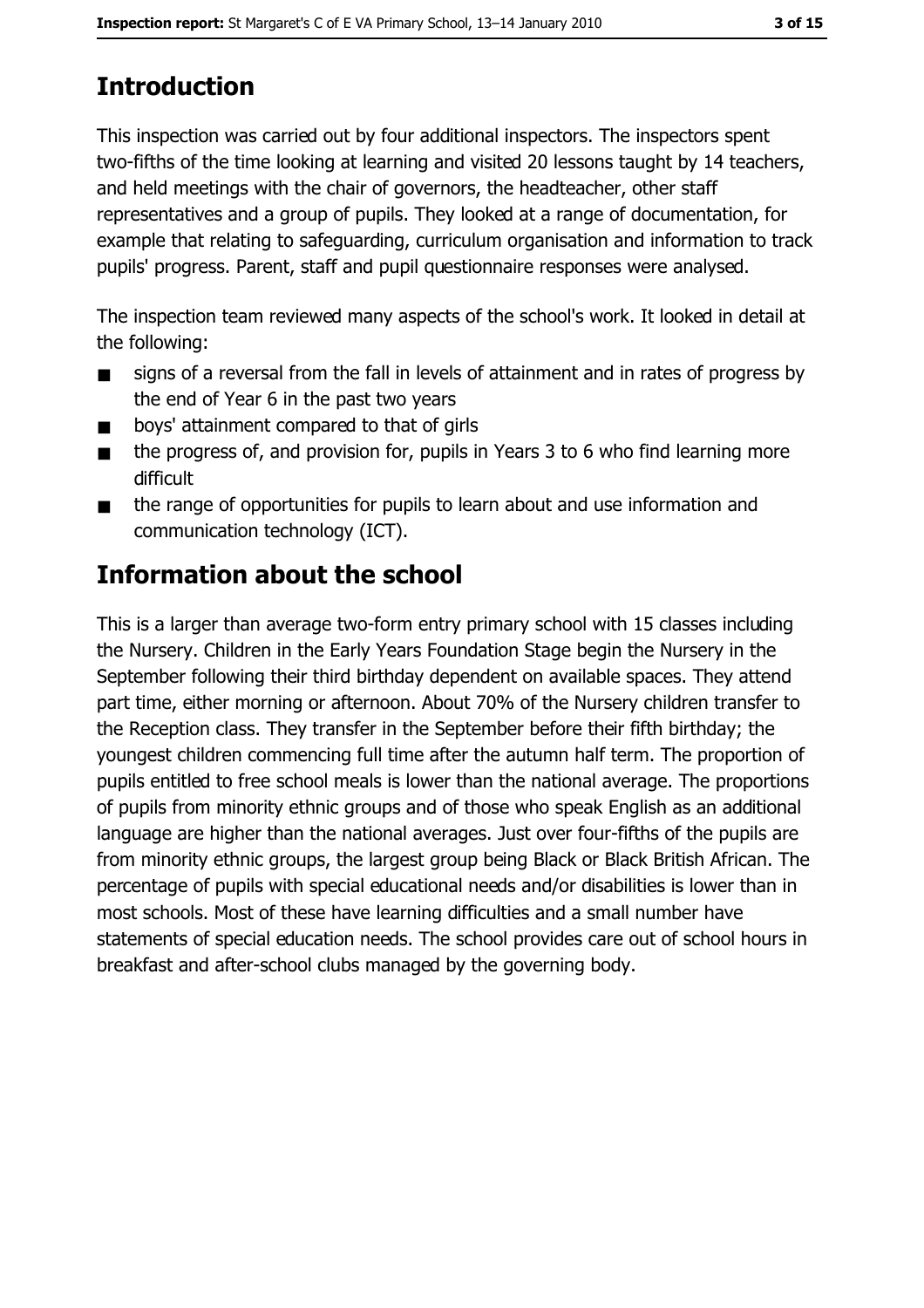## Introduction

This inspection was carried out by four additional inspectors. The inspectors spent two-fifths of the time looking at learning and visited 20 lessons taught by 14 teachers, and held meetings with the chair of governors, the headteacher, other staff representatives and a group of pupils. They looked at a range of documentation, for example that relating to safeguarding, curriculum organisation and information to track pupils' progress. Parent, staff and pupil questionnaire responses were analysed.

The inspection team reviewed many aspects of the school's work. It looked in detail at the following:

- signs of a reversal from the fall in levels of attainment and in rates of progress by the end of Year 6 in the past two years
- boys' attainment compared to that of girls
- the progress of, and provision for, pupils in Years 3 to 6 who find learning more difficult
- the range of opportunities for pupils to learn about and use information and communication technology (ICT).

## Information about the school

This is a larger than average two-form entry primary school with 15 classes including the Nursery. Children in the Early Years Foundation Stage begin the Nursery in the September following their third birthday dependent on available spaces. They attend part time, either morning or afternoon. About 70% of the Nursery children transfer to the Reception class. They transfer in the September before their fifth birthday; the youngest children commencing full time after the autumn half term. The proportion of pupils entitled to free school meals is lower than the national average. The proportions of pupils from minority ethnic groups and of those who speak English as an additional language are higher than the national averages. Just over four-fifths of the pupils are from minority ethnic groups, the largest group being Black or Black British African. The percentage of pupils with special educational needs and/or disabilities is lower than in most schools. Most of these have learning difficulties and a small number have statements of special education needs. The school provides care out of school hours in breakfast and after-school clubs managed by the governing body.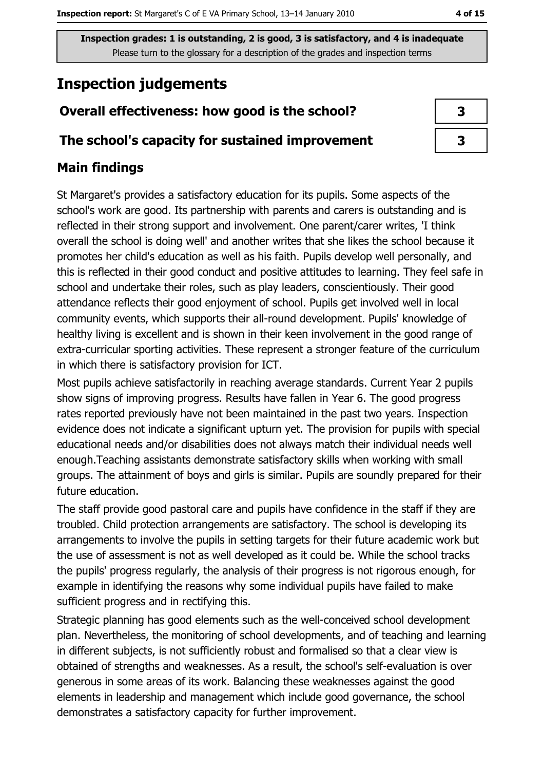Inspection grades: 1 is outstanding, 2 is good, 3 is satisfactory, and 4 is inadequate
Please turn to the glossary for a description of the grades and inspection terms

# Inspection judgements

| | |
|---|---|
| **Overall effectiveness: how good is the school?** | 3 |
| **The school's capacity for sustained improvement** | 3 |

## Main findings

St Margaret's provides a satisfactory education for its pupils. Some aspects of the school's work are good. Its partnership with parents and carers is outstanding and is reflected in their strong support and involvement. One parent/carer writes, 'I think overall the school is doing well' and another writes that she likes the school because it promotes her child's education as well as his faith. Pupils develop well personally, and this is reflected in their good conduct and positive attitudes to learning. They feel safe in school and undertake their roles, such as play leaders, conscientiously. Their good attendance reflects their good enjoyment of school. Pupils get involved well in local community events, which supports their all-round development. Pupils' knowledge of healthy living is excellent and is shown in their keen involvement in the good range of extra-curricular sporting activities. These represent a stronger feature of the curriculum in which there is satisfactory provision for ICT.

Most pupils achieve satisfactorily in reaching average standards. Current Year 2 pupils show signs of improving progress. Results have fallen in Year 6. The good progress rates reported previously have not been maintained in the past two years. Inspection evidence does not indicate a significant upturn yet. The provision for pupils with special educational needs and/or disabilities does not always match their individual needs well enough.Teaching assistants demonstrate satisfactory skills when working with small groups. The attainment of boys and girls is similar. Pupils are soundly prepared for their future education.

The staff provide good pastoral care and pupils have confidence in the staff if they are troubled. Child protection arrangements are satisfactory. The school is developing its arrangements to involve the pupils in setting targets for their future academic work but the use of assessment is not as well developed as it could be. While the school tracks the pupils' progress regularly, the analysis of their progress is not rigorous enough, for example in identifying the reasons why some individual pupils have failed to make sufficient progress and in rectifying this.

Strategic planning has good elements such as the well-conceived school development plan. Nevertheless, the monitoring of school developments, and of teaching and learning in different subjects, is not sufficiently robust and formalised so that a clear view is obtained of strengths and weaknesses. As a result, the school's self-evaluation is over generous in some areas of its work. Balancing these weaknesses against the good elements in leadership and management which include good governance, the school demonstrates a satisfactory capacity for further improvement.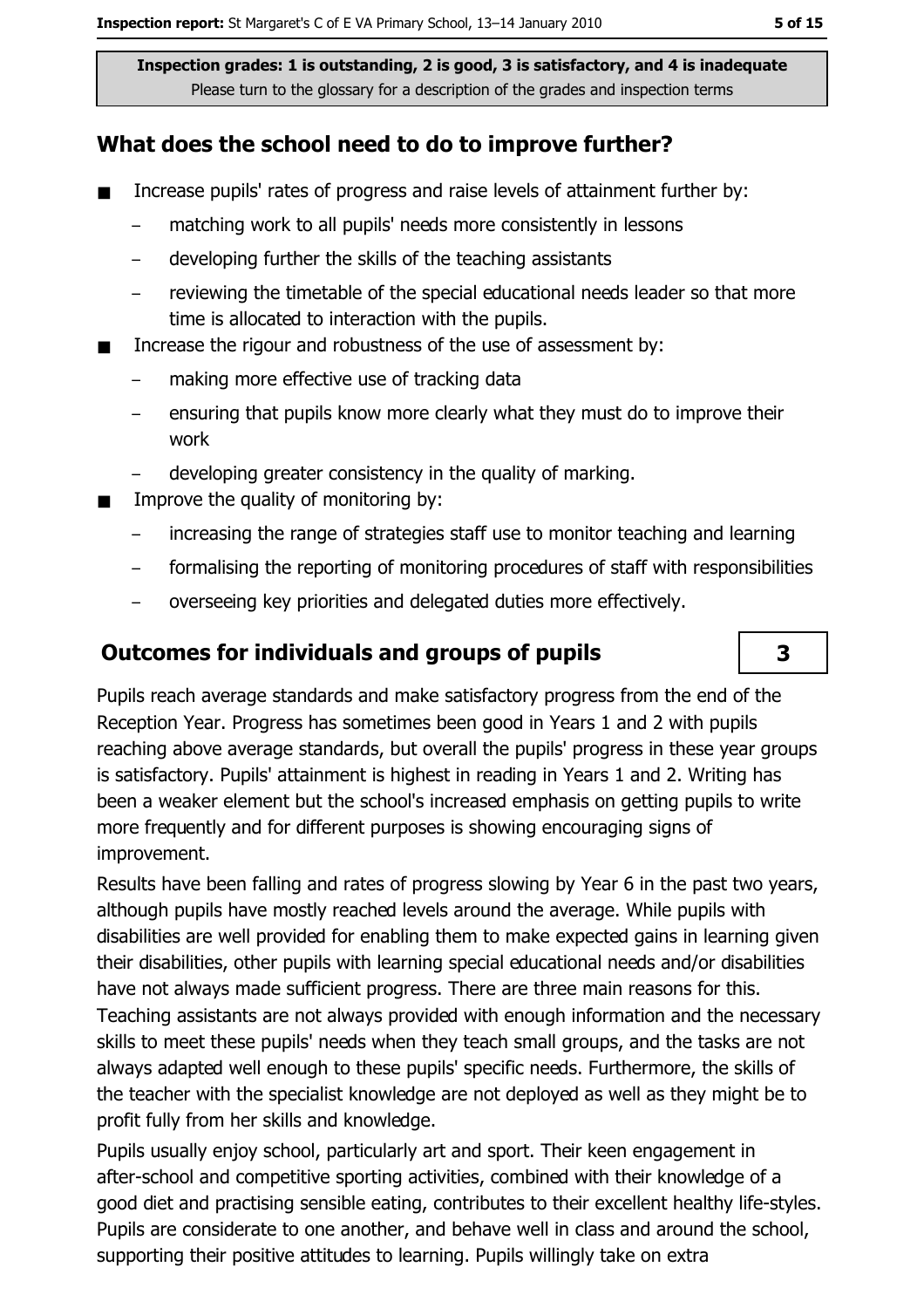Inspection grades: 1 is outstanding, 2 is good, 3 is satisfactory, and 4 is inadequate
Please turn to the glossary for a description of the grades and inspection terms

## What does the school need to do to improve further?

- Increase pupils' rates of progress and raise levels of attainment further by:
  - matching work to all pupils' needs more consistently in lessons
  - developing further the skills of the teaching assistants
  - reviewing the timetable of the special educational needs leader so that more time is allocated to interaction with the pupils.
- Increase the rigour and robustness of the use of assessment by:
  - making more effective use of tracking data
  - ensuring that pupils know more clearly what they must do to improve their work
  - developing greater consistency in the quality of marking.
- Improve the quality of monitoring by:
  - increasing the range of strategies staff use to monitor teaching and learning
  - formalising the reporting of monitoring procedures of staff with responsibilities
  - overseeing key priorities and delegated duties more effectively.

## Outcomes for individuals and groups of pupils

**3**

Pupils reach average standards and make satisfactory progress from the end of the Reception Year. Progress has sometimes been good in Years 1 and 2 with pupils reaching above average standards, but overall the pupils' progress in these year groups is satisfactory. Pupils' attainment is highest in reading in Years 1 and 2. Writing has been a weaker element but the school's increased emphasis on getting pupils to write more frequently and for different purposes is showing encouraging signs of improvement.

Results have been falling and rates of progress slowing by Year 6 in the past two years, although pupils have mostly reached levels around the average. While pupils with disabilities are well provided for enabling them to make expected gains in learning given their disabilities, other pupils with learning special educational needs and/or disabilities have not always made sufficient progress. There are three main reasons for this. Teaching assistants are not always provided with enough information and the necessary skills to meet these pupils' needs when they teach small groups, and the tasks are not always adapted well enough to these pupils' specific needs. Furthermore, the skills of the teacher with the specialist knowledge are not deployed as well as they might be to profit fully from her skills and knowledge.

Pupils usually enjoy school, particularly art and sport. Their keen engagement in after-school and competitive sporting activities, combined with their knowledge of a good diet and practising sensible eating, contributes to their excellent healthy life-styles. Pupils are considerate to one another, and behave well in class and around the school, supporting their positive attitudes to learning. Pupils willingly take on extra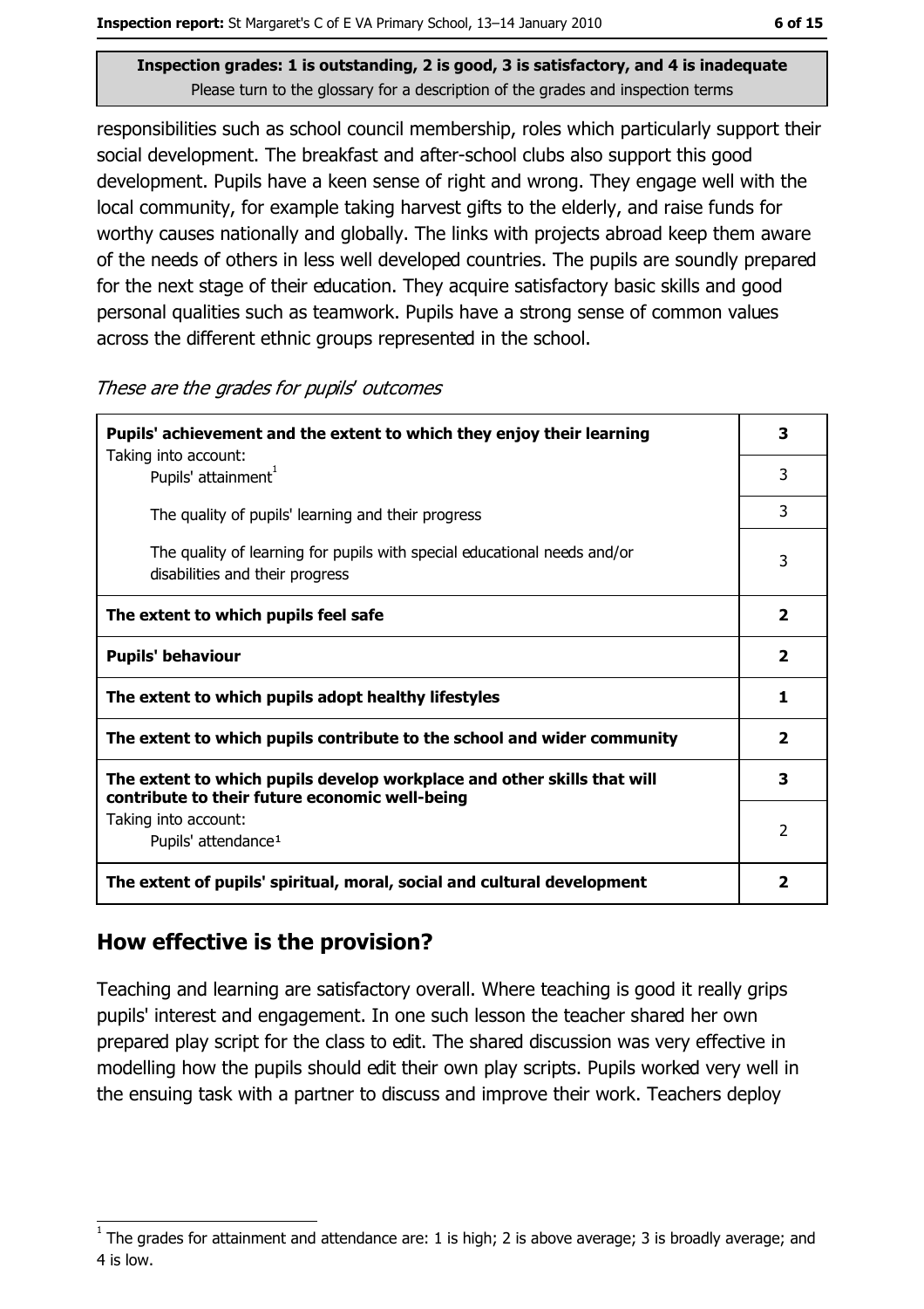**Inspection grades: 1 is outstanding, 2 is good, 3 is satisfactory, and 4 is inadequate**
Please turn to the glossary for a description of the grades and inspection terms

responsibilities such as school council membership, roles which particularly support their social development. The breakfast and after-school clubs also support this good development. Pupils have a keen sense of right and wrong. They engage well with the local community, for example taking harvest gifts to the elderly, and raise funds for worthy causes nationally and globally. The links with projects abroad keep them aware of the needs of others in less well developed countries. The pupils are soundly prepared for the next stage of their education. They acquire satisfactory basic skills and good personal qualities such as teamwork. Pupils have a strong sense of common values across the different ethnic groups represented in the school.

*These are the grades for pupils' outcomes*

| | |
|---|---|
| **Pupils' achievement and the extent to which they enjoy their learning** Taking into account: | **3** |
| Pupils' attainment[1] | 3 |
| The quality of pupils' learning and their progress | 3 |
| The quality of learning for pupils with special educational needs and/or disabilities and their progress | 3 |
| **The extent to which pupils feel safe** | **2** |
| **Pupils' behaviour** | **2** |
| **The extent to which pupils adopt healthy lifestyles** | **1** |
| **The extent to which pupils contribute to the school and wider community** | **2** |
| **The extent to which pupils develop workplace and other skills that will contribute to their future economic well-being** | **3** |
| Taking into account: Pupils' attendance[1] | 2 |
| **The extent of pupils' spiritual, moral, social and cultural development** | **2** |

## How effective is the provision?

Teaching and learning are satisfactory overall. Where teaching is good it really grips pupils' interest and engagement. In one such lesson the teacher shared her own prepared play script for the class to edit. The shared discussion was very effective in modelling how the pupils should edit their own play scripts. Pupils worked very well in the ensuing task with a partner to discuss and improve their work. Teachers deploy

[1] The grades for attainment and attendance are: 1 is high; 2 is above average; 3 is broadly average; and 4 is low.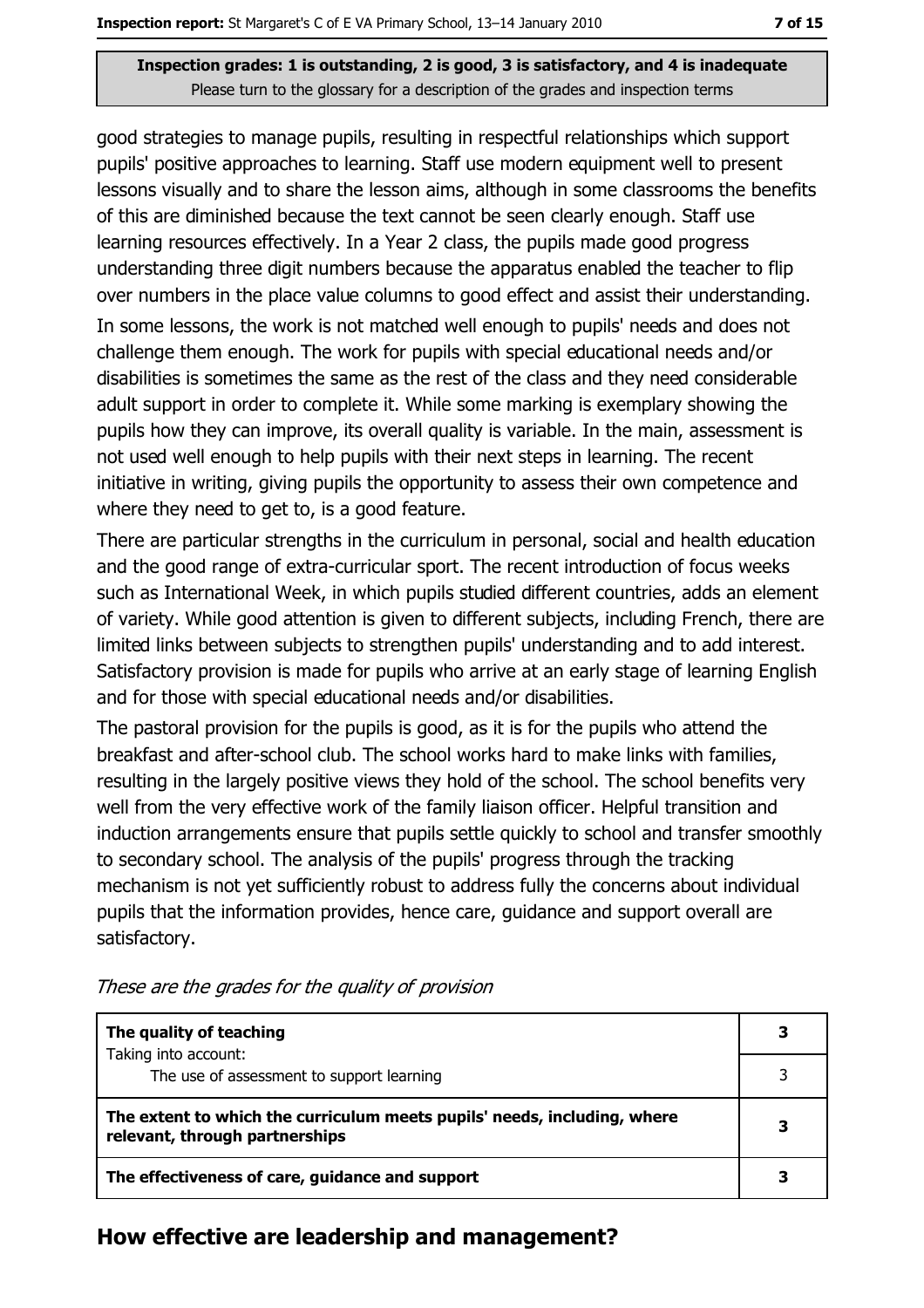Inspection grades: 1 is outstanding, 2 is good, 3 is satisfactory, and 4 is inadequate
Please turn to the glossary for a description of the grades and inspection terms

good strategies to manage pupils, resulting in respectful relationships which support pupils' positive approaches to learning. Staff use modern equipment well to present lessons visually and to share the lesson aims, although in some classrooms the benefits of this are diminished because the text cannot be seen clearly enough. Staff use learning resources effectively. In a Year 2 class, the pupils made good progress understanding three digit numbers because the apparatus enabled the teacher to flip over numbers in the place value columns to good effect and assist their understanding. In some lessons, the work is not matched well enough to pupils' needs and does not challenge them enough. The work for pupils with special educational needs and/or disabilities is sometimes the same as the rest of the class and they need considerable adult support in order to complete it. While some marking is exemplary showing the pupils how they can improve, its overall quality is variable. In the main, assessment is not used well enough to help pupils with their next steps in learning. The recent initiative in writing, giving pupils the opportunity to assess their own competence and where they need to get to, is a good feature.

There are particular strengths in the curriculum in personal, social and health education and the good range of extra-curricular sport. The recent introduction of focus weeks such as International Week, in which pupils studied different countries, adds an element of variety. While good attention is given to different subjects, including French, there are limited links between subjects to strengthen pupils' understanding and to add interest. Satisfactory provision is made for pupils who arrive at an early stage of learning English and for those with special educational needs and/or disabilities.

The pastoral provision for the pupils is good, as it is for the pupils who attend the breakfast and after-school club. The school works hard to make links with families, resulting in the largely positive views they hold of the school. The school benefits very well from the very effective work of the family liaison officer. Helpful transition and induction arrangements ensure that pupils settle quickly to school and transfer smoothly to secondary school. The analysis of the pupils' progress through the tracking mechanism is not yet sufficiently robust to address fully the concerns about individual pupils that the information provides, hence care, guidance and support overall are satisfactory.

*These are the grades for the quality of provision*

| | |
|---|---|
| **The quality of teaching** | **3** |
| Taking into account: The use of assessment to support learning | 3 |
| **The extent to which the curriculum meets pupils' needs, including, where relevant, through partnerships** | **3** |
| **The effectiveness of care, guidance and support** | **3** |

## How effective are leadership and management?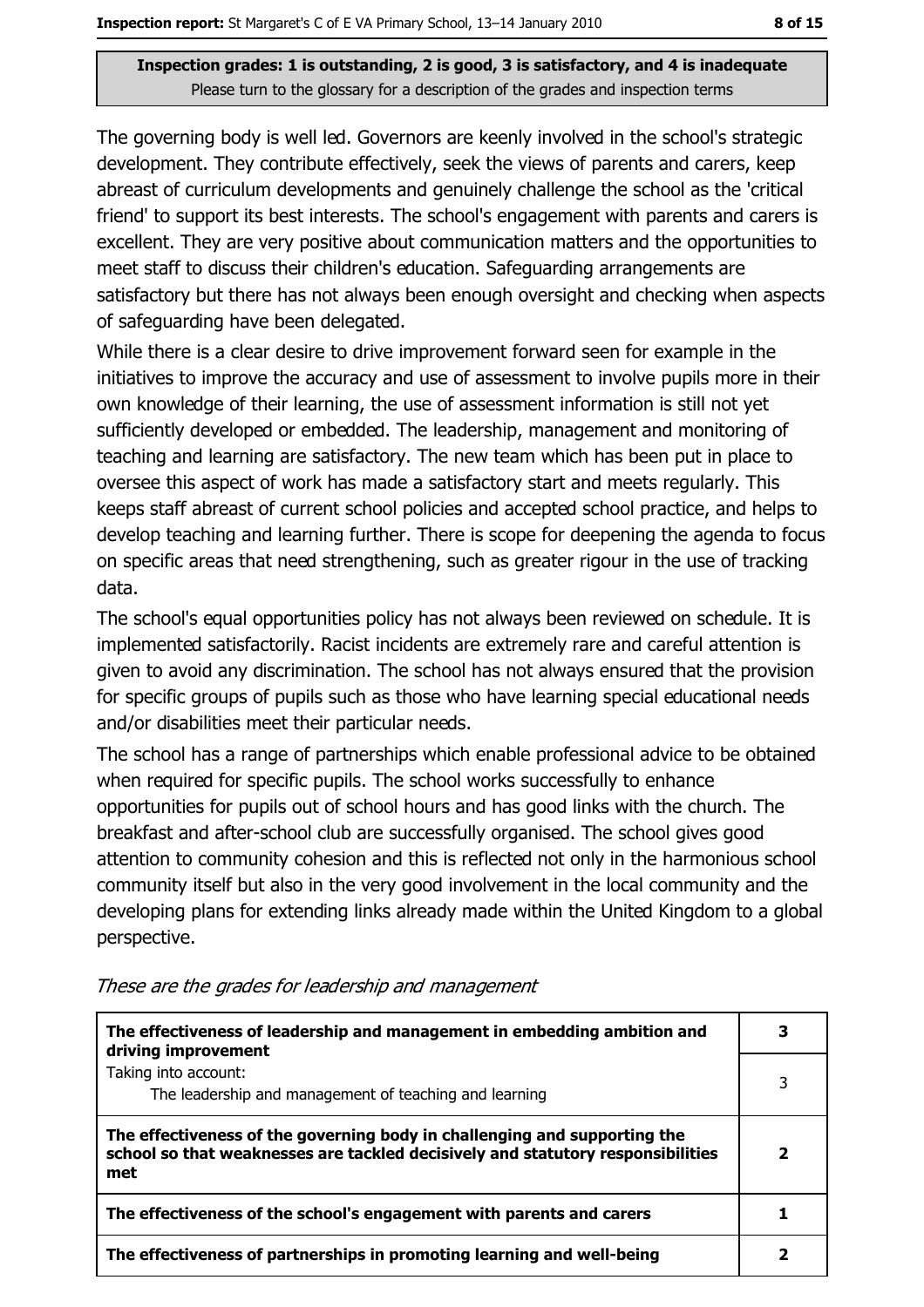Inspection grades: 1 is outstanding, 2 is good, 3 is satisfactory, and 4 is inadequate
Please turn to the glossary for a description of the grades and inspection terms

The governing body is well led. Governors are keenly involved in the school's strategic development. They contribute effectively, seek the views of parents and carers, keep abreast of curriculum developments and genuinely challenge the school as the 'critical friend' to support its best interests. The school's engagement with parents and carers is excellent. They are very positive about communication matters and the opportunities to meet staff to discuss their children's education. Safeguarding arrangements are satisfactory but there has not always been enough oversight and checking when aspects of safeguarding have been delegated.

While there is a clear desire to drive improvement forward seen for example in the initiatives to improve the accuracy and use of assessment to involve pupils more in their own knowledge of their learning, the use of assessment information is still not yet sufficiently developed or embedded. The leadership, management and monitoring of teaching and learning are satisfactory. The new team which has been put in place to oversee this aspect of work has made a satisfactory start and meets regularly. This keeps staff abreast of current school policies and accepted school practice, and helps to develop teaching and learning further. There is scope for deepening the agenda to focus on specific areas that need strengthening, such as greater rigour in the use of tracking data.

The school's equal opportunities policy has not always been reviewed on schedule. It is implemented satisfactorily. Racist incidents are extremely rare and careful attention is given to avoid any discrimination. The school has not always ensured that the provision for specific groups of pupils such as those who have learning special educational needs and/or disabilities meet their particular needs.

The school has a range of partnerships which enable professional advice to be obtained when required for specific pupils. The school works successfully to enhance opportunities for pupils out of school hours and has good links with the church. The breakfast and after-school club are successfully organised. The school gives good attention to community cohesion and this is reflected not only in the harmonious school community itself but also in the very good involvement in the local community and the developing plans for extending links already made within the United Kingdom to a global perspective.

*These are the grades for leadership and management*

| | |
|---|---|
| **The effectiveness of leadership and management in embedding ambition and driving improvement** | **3** |
| Taking into account: The leadership and management of teaching and learning | 3 |
| **The effectiveness of the governing body in challenging and supporting the school so that weaknesses are tackled decisively and statutory responsibilities met** | **2** |
| **The effectiveness of the school's engagement with parents and carers** | **1** |
| **The effectiveness of partnerships in promoting learning and well-being** | **2** |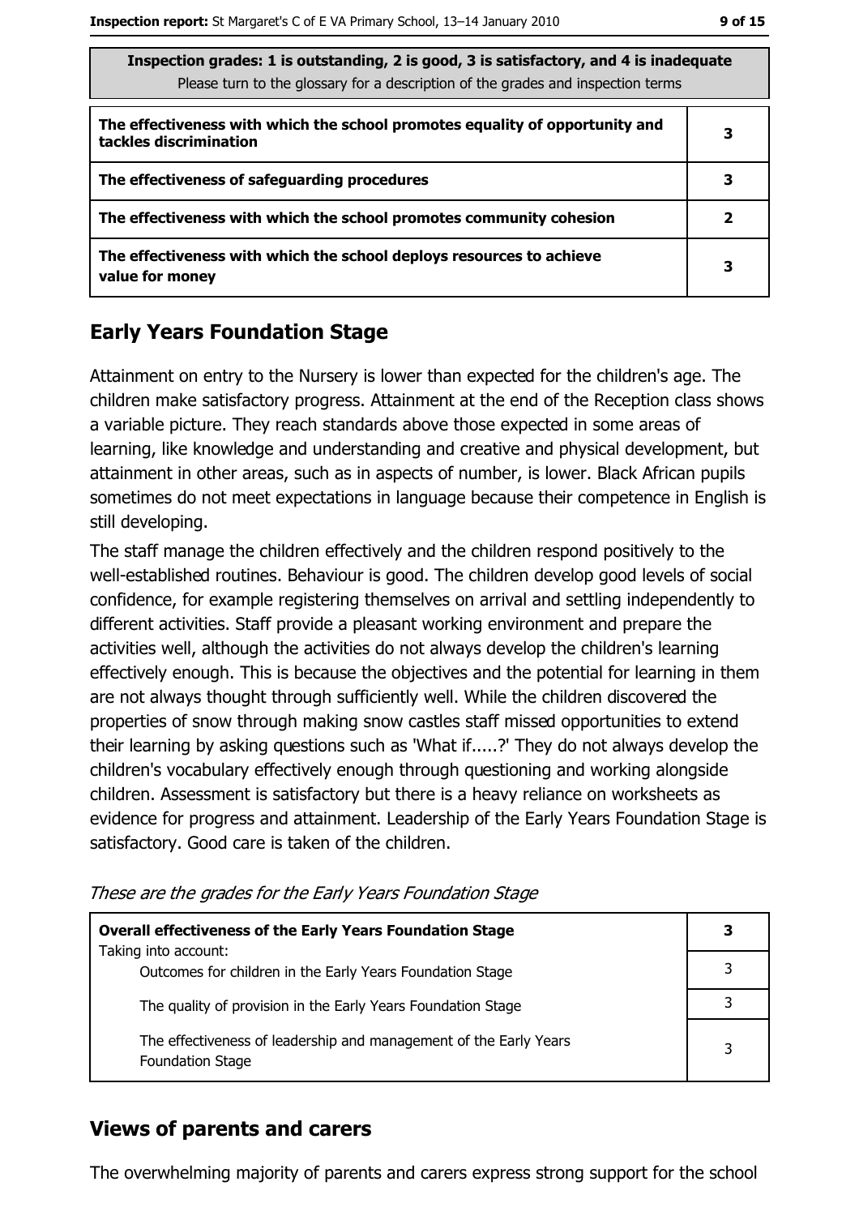| Inspection grades: 1 is outstanding, 2 is good, 3 is satisfactory, and 4 is inadequate<br>Please turn to the glossary for a description of the grades and inspection terms | |
|---|---|
| **The effectiveness with which the school promotes equality of opportunity and tackles discrimination** | 3 |
| **The effectiveness of safeguarding procedures** | 3 |
| **The effectiveness with which the school promotes community cohesion** | 2 |
| **The effectiveness with which the school deploys resources to achieve value for money** | 3 |

## Early Years Foundation Stage

Attainment on entry to the Nursery is lower than expected for the children's age. The children make satisfactory progress. Attainment at the end of the Reception class shows a variable picture. They reach standards above those expected in some areas of learning, like knowledge and understanding and creative and physical development, but attainment in other areas, such as in aspects of number, is lower. Black African pupils sometimes do not meet expectations in language because their competence in English is still developing.

The staff manage the children effectively and the children respond positively to the well-established routines. Behaviour is good. The children develop good levels of social confidence, for example registering themselves on arrival and settling independently to different activities. Staff provide a pleasant working environment and prepare the activities well, although the activities do not always develop the children's learning effectively enough. This is because the objectives and the potential for learning in them are not always thought through sufficiently well. While the children discovered the properties of snow through making snow castles staff missed opportunities to extend their learning by asking questions such as 'What if.....?' They do not always develop the children's vocabulary effectively enough through questioning and working alongside children. Assessment is satisfactory but there is a heavy reliance on worksheets as evidence for progress and attainment. Leadership of the Early Years Foundation Stage is satisfactory. Good care is taken of the children.

*These are the grades for the Early Years Foundation Stage*

| | |
|---|---|
| **Overall effectiveness of the Early Years Foundation Stage**<br>Taking into account: | **3** |
| Outcomes for children in the Early Years Foundation Stage | 3 |
| The quality of provision in the Early Years Foundation Stage | 3 |
| The effectiveness of leadership and management of the Early Years Foundation Stage | 3 |

## Views of parents and carers

The overwhelming majority of parents and carers express strong support for the school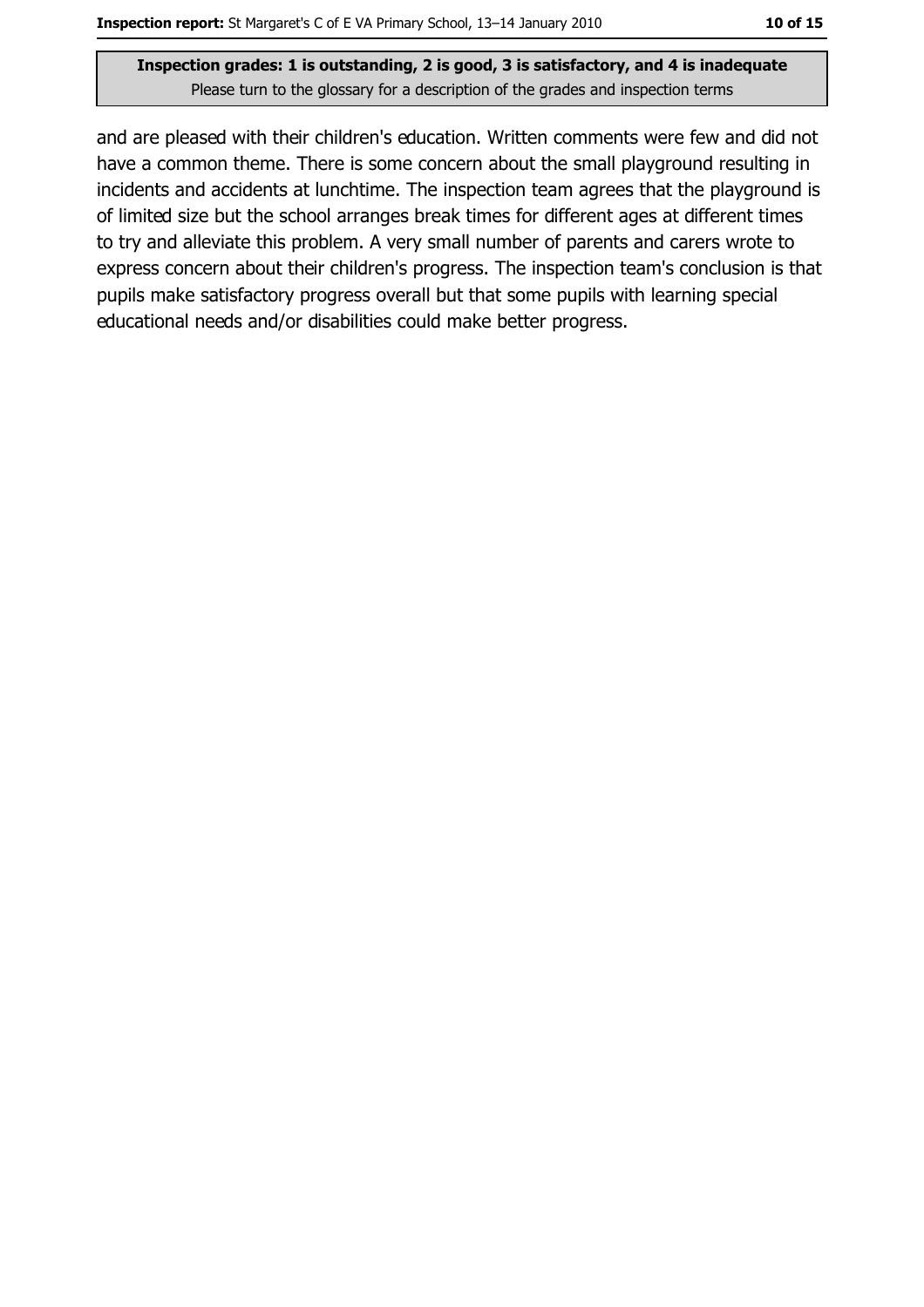and are pleased with their children's education. Written comments were few and did not have a common theme. There is some concern about the small playground resulting in incidents and accidents at lunchtime. The inspection team agrees that the playground is of limited size but the school arranges break times for different ages at different times to try and alleviate this problem. A very small number of parents and carers wrote to express concern about their children's progress. The inspection team's conclusion is that pupils make satisfactory progress overall but that some pupils with learning special educational needs and/or disabilities could make better progress.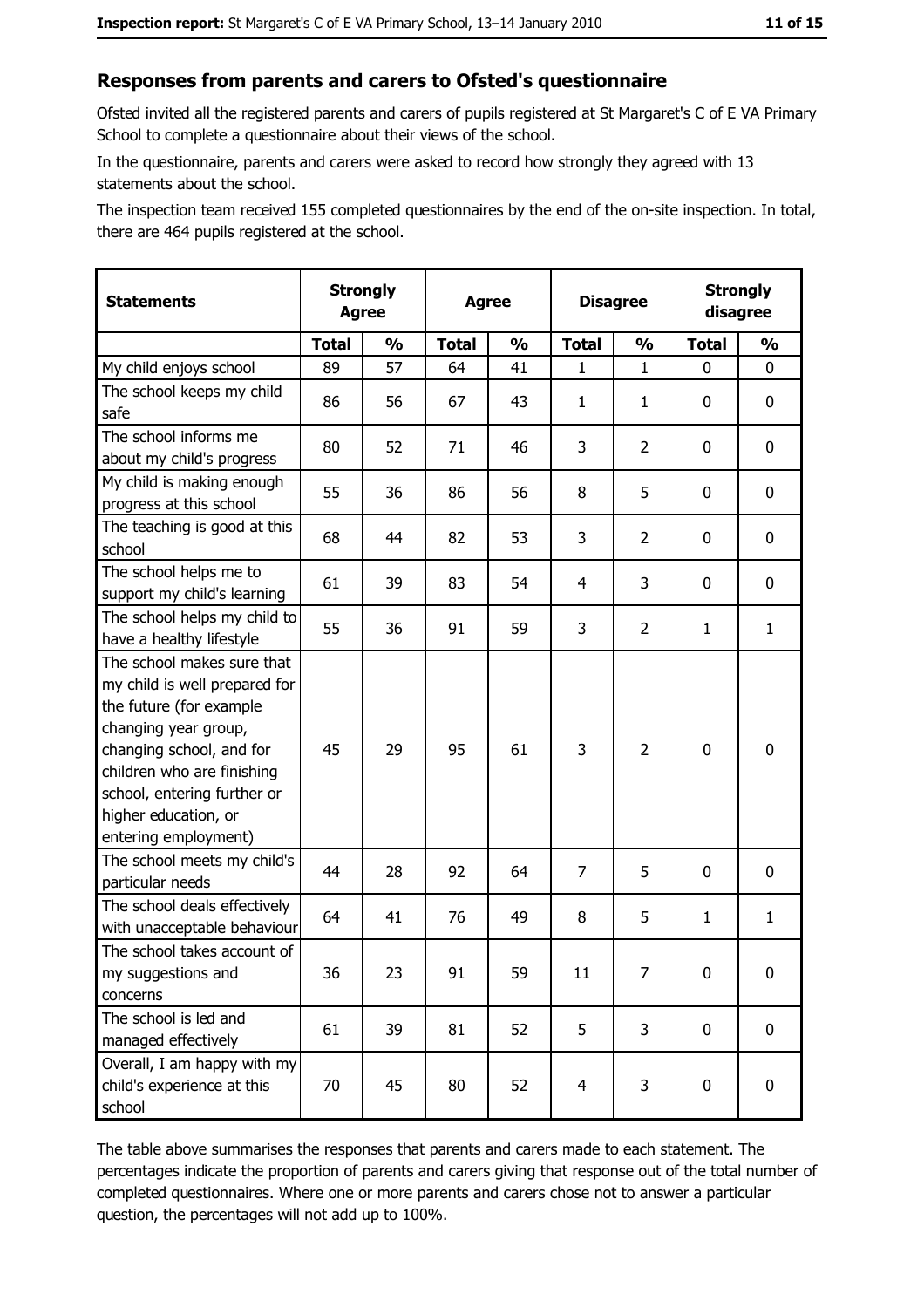## Responses from parents and carers to Ofsted's questionnaire

Ofsted invited all the registered parents and carers of pupils registered at St Margaret's C of E VA Primary School to complete a questionnaire about their views of the school.

In the questionnaire, parents and carers were asked to record how strongly they agreed with 13 statements about the school.

The inspection team received 155 completed questionnaires by the end of the on-site inspection. In total, there are 464 pupils registered at the school.

| Statements | Strongly Agree | | Agree | | Disagree | | Strongly disagree | |
|---|---|---|---|---|---|---|---|---|
| | **Total** | **%** | **Total** | **%** | **Total** | **%** | **Total** | **%** |
| My child enjoys school | 89 | 57 | 64 | 41 | 1 | 1 | 0 | 0 |
| The school keeps my child safe | 86 | 56 | 67 | 43 | 1 | 1 | 0 | 0 |
| The school informs me about my child's progress | 80 | 52 | 71 | 46 | 3 | 2 | 0 | 0 |
| My child is making enough progress at this school | 55 | 36 | 86 | 56 | 8 | 5 | 0 | 0 |
| The teaching is good at this school | 68 | 44 | 82 | 53 | 3 | 2 | 0 | 0 |
| The school helps me to support my child's learning | 61 | 39 | 83 | 54 | 4 | 3 | 0 | 0 |
| The school helps my child to have a healthy lifestyle | 55 | 36 | 91 | 59 | 3 | 2 | 1 | 1 |
| The school makes sure that my child is well prepared for the future (for example changing year group, changing school, and for children who are finishing school, entering further or higher education, or entering employment) | 45 | 29 | 95 | 61 | 3 | 2 | 0 | 0 |
| The school meets my child's particular needs | 44 | 28 | 92 | 64 | 7 | 5 | 0 | 0 |
| The school deals effectively with unacceptable behaviour | 64 | 41 | 76 | 49 | 8 | 5 | 1 | 1 |
| The school takes account of my suggestions and concerns | 36 | 23 | 91 | 59 | 11 | 7 | 0 | 0 |
| The school is led and managed effectively | 61 | 39 | 81 | 52 | 5 | 3 | 0 | 0 |
| Overall, I am happy with my child's experience at this school | 70 | 45 | 80 | 52 | 4 | 3 | 0 | 0 |

The table above summarises the responses that parents and carers made to each statement. The percentages indicate the proportion of parents and carers giving that response out of the total number of completed questionnaires. Where one or more parents and carers chose not to answer a particular question, the percentages will not add up to 100%.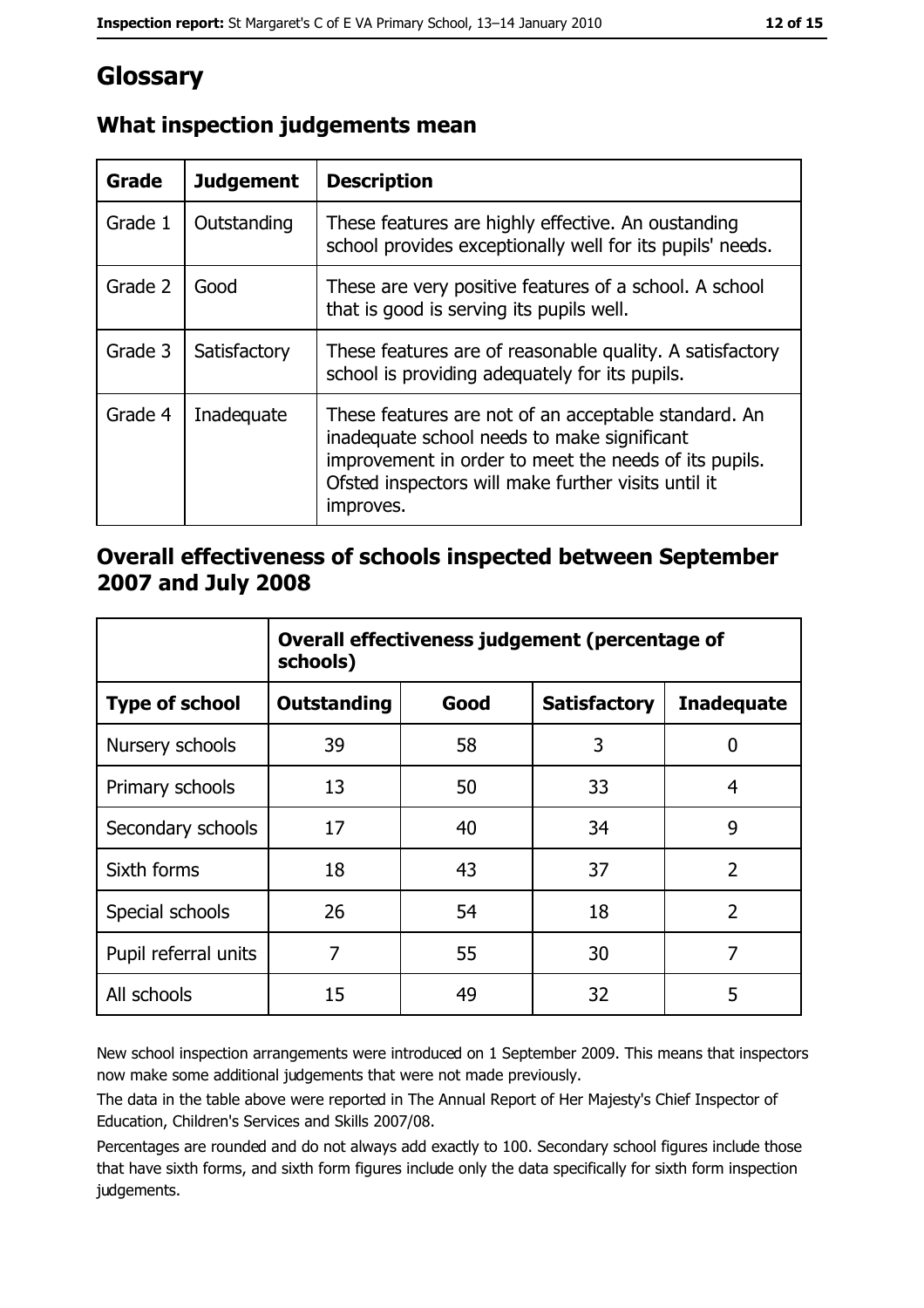# Glossary

## What inspection judgements mean

| Grade | Judgement | Description |
| --- | --- | --- |
| Grade 1 | Outstanding | These features are highly effective. An oustanding school provides exceptionally well for its pupils' needs. |
| Grade 2 | Good | These are very positive features of a school. A school that is good is serving its pupils well. |
| Grade 3 | Satisfactory | These features are of reasonable quality. A satisfactory school is providing adequately for its pupils. |
| Grade 4 | Inadequate | These features are not of an acceptable standard. An inadequate school needs to make significant improvement in order to meet the needs of its pupils. Ofsted inspectors will make further visits until it improves. |

## Overall effectiveness of schools inspected between September 2007 and July 2008

| | Overall effectiveness judgement (percentage of schools) | | | |
| --- | --- | --- | --- | --- |
| **Type of school** | **Outstanding** | **Good** | **Satisfactory** | **Inadequate** |
| Nursery schools | 39 | 58 | 3 | 0 |
| Primary schools | 13 | 50 | 33 | 4 |
| Secondary schools | 17 | 40 | 34 | 9 |
| Sixth forms | 18 | 43 | 37 | 2 |
| Special schools | 26 | 54 | 18 | 2 |
| Pupil referral units | 7 | 55 | 30 | 7 |
| All schools | 15 | 49 | 32 | 5 |

New school inspection arrangements were introduced on 1 September 2009. This means that inspectors now make some additional judgements that were not made previously.

The data in the table above were reported in The Annual Report of Her Majesty's Chief Inspector of Education, Children's Services and Skills 2007/08.

Percentages are rounded and do not always add exactly to 100. Secondary school figures include those that have sixth forms, and sixth form figures include only the data specifically for sixth form inspection judgements.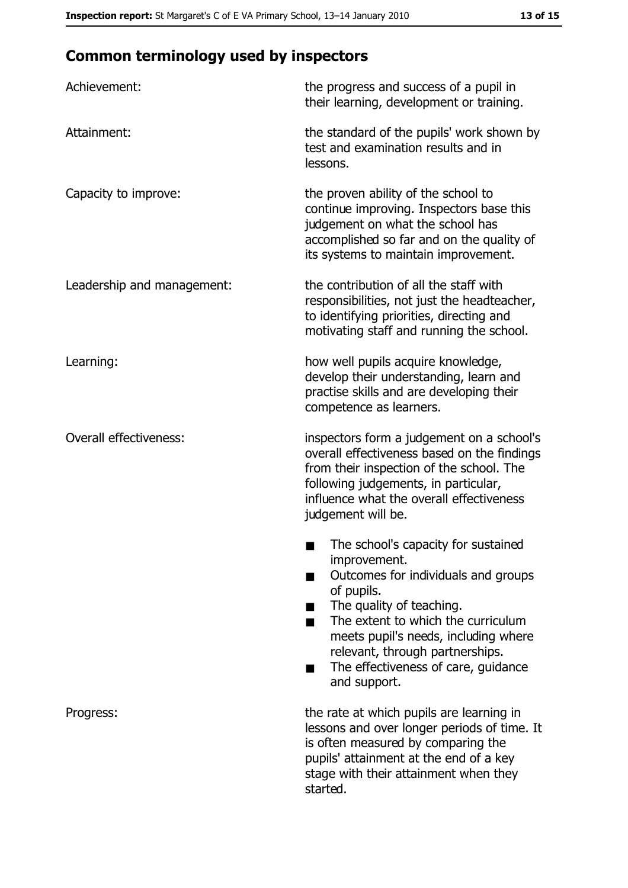## Common terminology used by inspectors

| | |
|---|---|
| Achievement: | the progress and success of a pupil in their learning, development or training. |
| Attainment: | the standard of the pupils' work shown by test and examination results and in lessons. |
| Capacity to improve: | the proven ability of the school to continue improving. Inspectors base this judgement on what the school has accomplished so far and on the quality of its systems to maintain improvement. |
| Leadership and management: | the contribution of all the staff with responsibilities, not just the headteacher, to identifying priorities, directing and motivating staff and running the school. |
| Learning: | how well pupils acquire knowledge, develop their understanding, learn and practise skills and are developing their competence as learners. |
| Overall effectiveness: | inspectors form a judgement on a school's overall effectiveness based on the findings from their inspection of the school. The following judgements, in particular, influence what the overall effectiveness judgement will be.<br>■ The school's capacity for sustained improvement.<br>■ Outcomes for individuals and groups of pupils.<br>■ The quality of teaching.<br>■ The extent to which the curriculum meets pupil's needs, including where relevant, through partnerships.<br>■ The effectiveness of care, guidance and support. |
| Progress: | the rate at which pupils are learning in lessons and over longer periods of time. It is often measured by comparing the pupils' attainment at the end of a key stage with their attainment when they started. |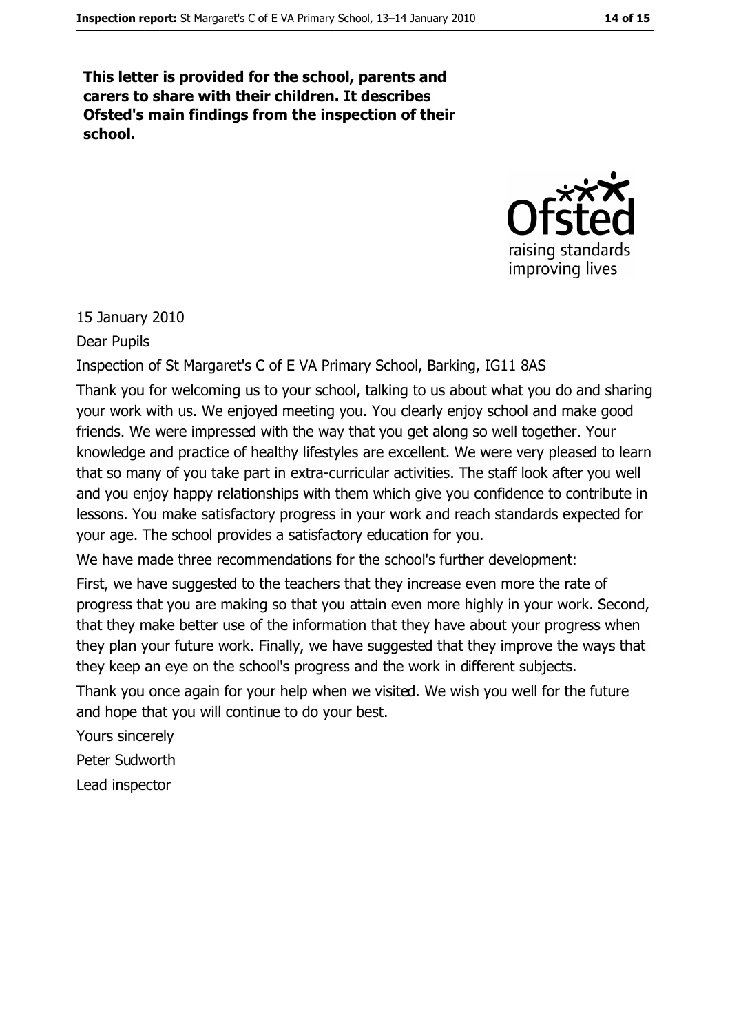**This letter is provided for the school, parents and carers to share with their children. It describes Ofsted's main findings from the inspection of their school.**

15 January 2010

Dear Pupils

Inspection of St Margaret's C of E VA Primary School, Barking, IG11 8AS

Thank you for welcoming us to your school, talking to us about what you do and sharing your work with us. We enjoyed meeting you. You clearly enjoy school and make good friends. We were impressed with the way that you get along so well together. Your knowledge and practice of healthy lifestyles are excellent. We were very pleased to learn that so many of you take part in extra-curricular activities. The staff look after you well and you enjoy happy relationships with them which give you confidence to contribute in lessons. You make satisfactory progress in your work and reach standards expected for your age. The school provides a satisfactory education for you.

We have made three recommendations for the school's further development:

First, we have suggested to the teachers that they increase even more the rate of progress that you are making so that you attain even more highly in your work. Second, that they make better use of the information that they have about your progress when they plan your future work. Finally, we have suggested that they improve the ways that they keep an eye on the school's progress and the work in different subjects.

Thank you once again for your help when we visited. We wish you well for the future and hope that you will continue to do your best.

Yours sincerely

Peter Sudworth

Lead inspector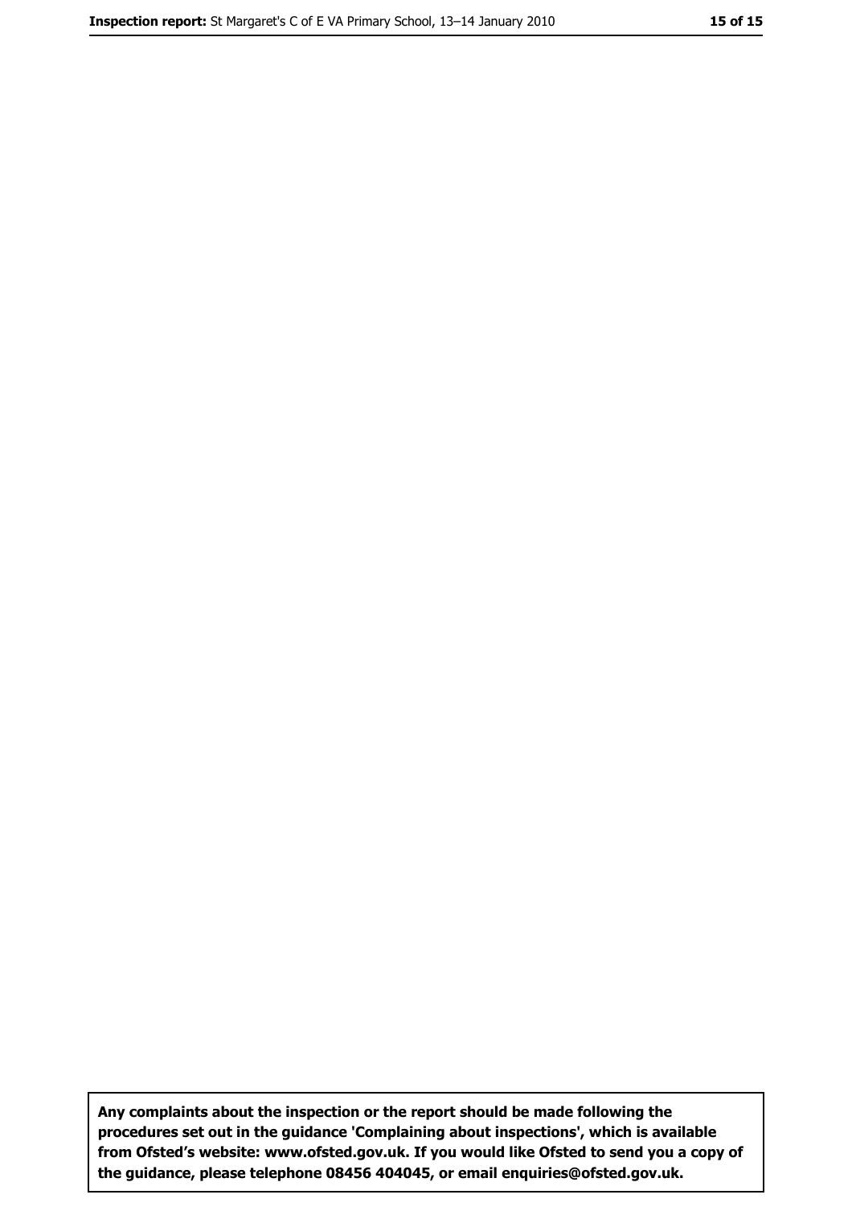**Any complaints about the inspection or the report should be made following the procedures set out in the guidance 'Complaining about inspections', which is available from Ofsted's website: www.ofsted.gov.uk. If you would like Ofsted to send you a copy of the guidance, please telephone 08456 404045, or email enquiries@ofsted.gov.uk.**